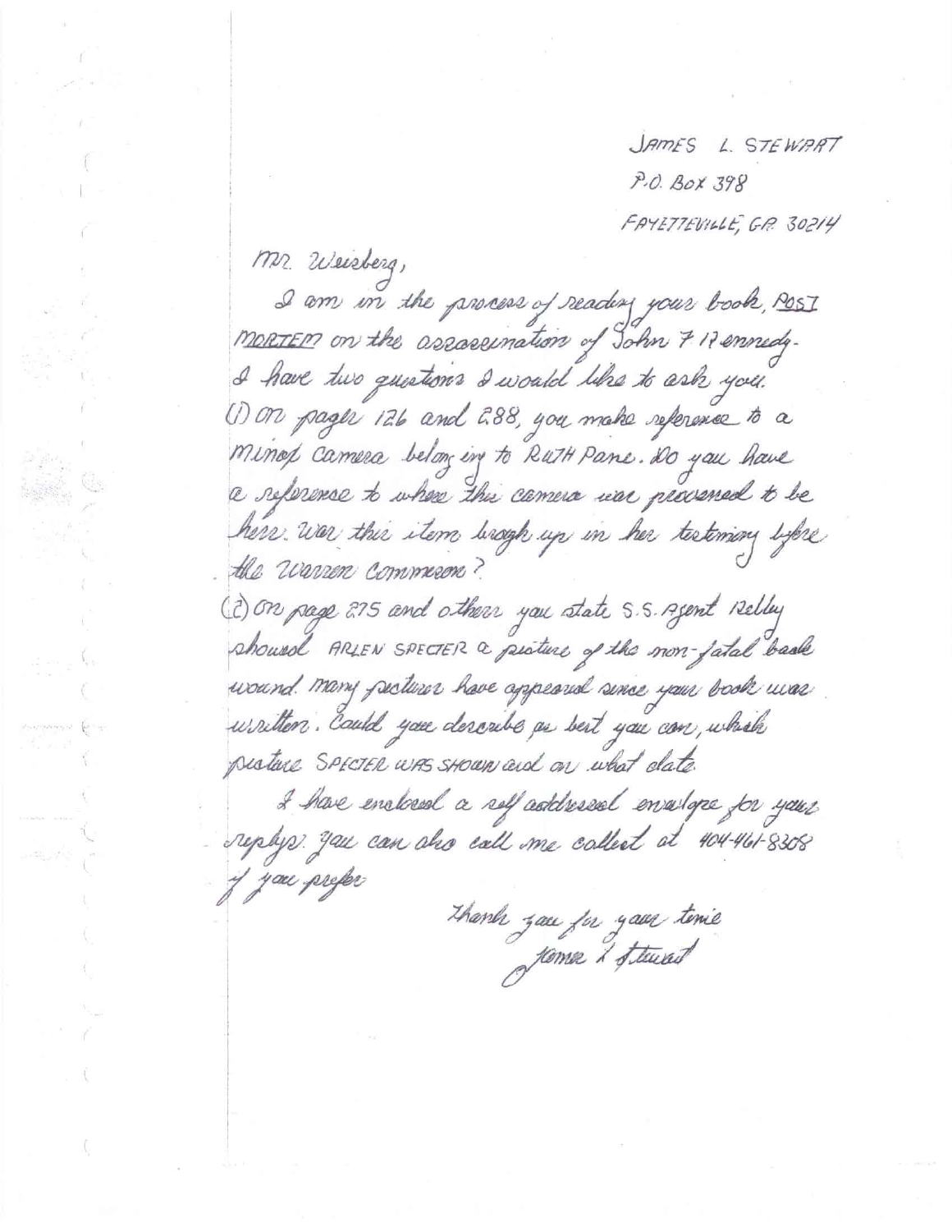JAMES L. STEWART
P.O. BOX 398
FAYETTEVILLE, GA 30214

Mr. Weisberg,

I am in the process of reading your book, POST MORTEM on the assassination of John F Kennedy. I have two questions I would like to ask you.

(1) On pages 126 and 288, you make reference to a Minox camera belonging to RUTH Paine. Do you have a reference to where this camera was presumed to be here. Was this item brough up in her testimony before the Warren Commission?

(2) On page 275 and others you state S.S. Agent Kelley showed ARLEN SPECTER a picture of the non-fatal back wound. Many pictures have appeared since your book was written. Could you describe as best you can, which picture SPECTER WAS SHOWN and on what date.

I have enclosed a self addressed envelope for your replys. You can also call me collect at 404-461-8308 if you prefer.

Thank you for your time
James L Stewart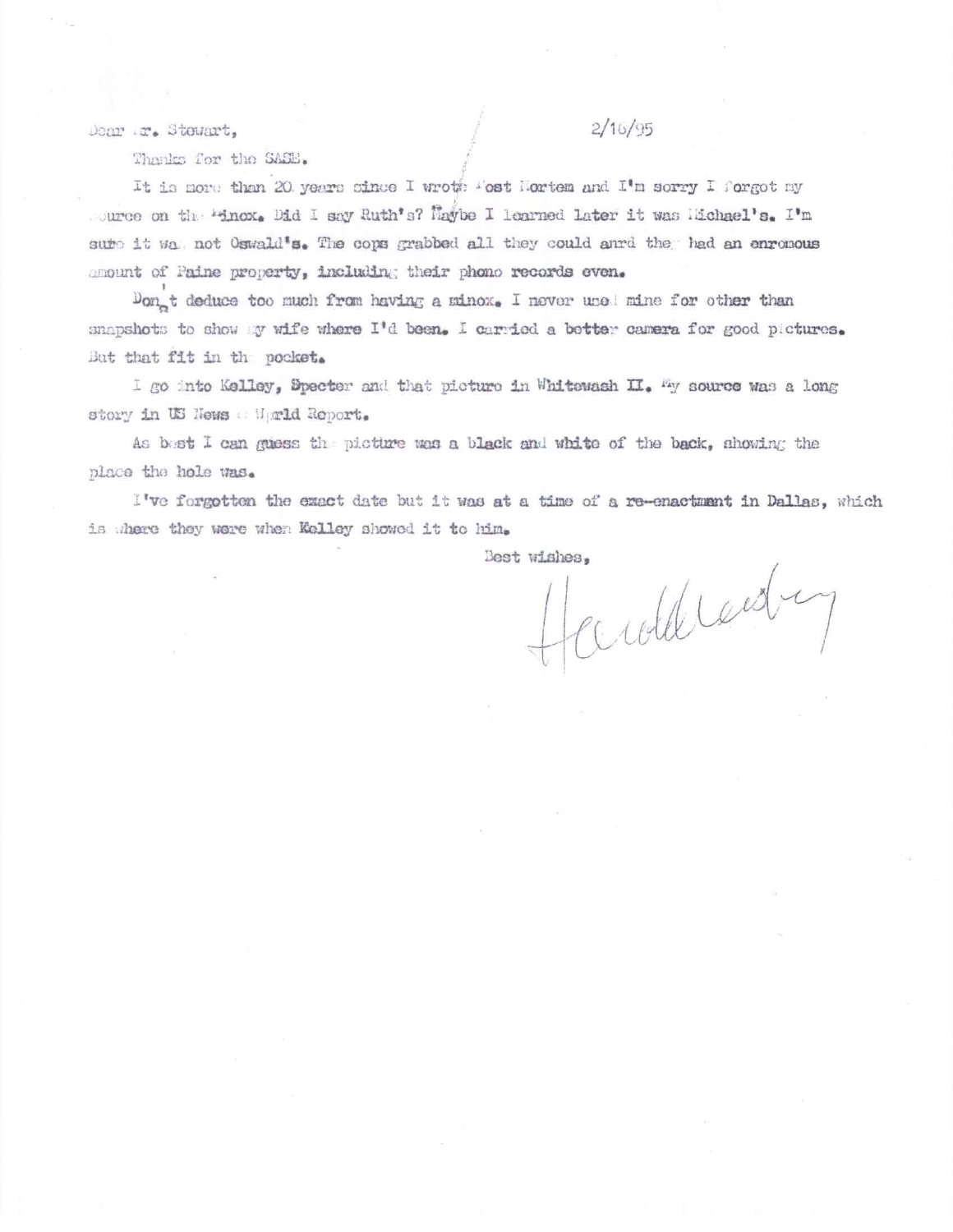Dear Mr. Stewart, 2/16/95

Thanks for the SASE.

It is more than 20 years since I wrote Post Mortem and I'm sorry I forgot my source on the Minox. Did I say Ruth's? Maybe I learned later it was Michael's. I'm sure it was not Oswald's. The cops grabbed all they could anrd they had an enromous amount of Paine property, including their phono records even.

Don't deduce too much from having a minox. I never used mine for other than snapshots to show my wife where I'd been. I carried a better camera for good pictures. But that fit in the pocket.

I go into Kelley, Specter and that picture in Whitewash II. My source was a long story in US News & World Report.

As best I can guess the picture was a black and white of the back, showing the place the hole was.

I've forgotten the exact date but it was at a time of a re-enactment in Dallas, which is where they were when Kelley showed it to him.

Best wishes,

Harold Weisberg